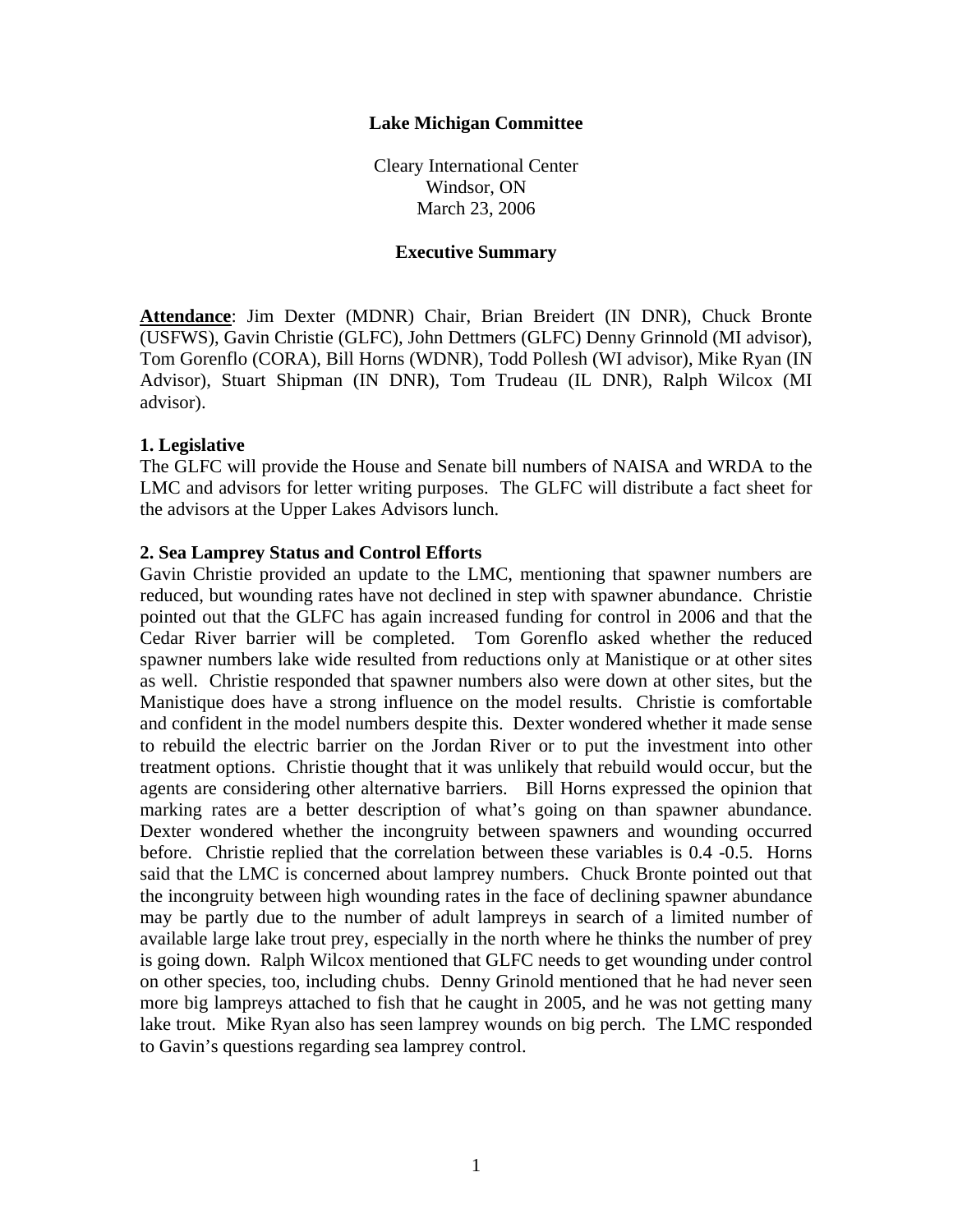**Lake Michigan Committee**

Cleary International Center
Windsor, ON
March 23, 2006

**Executive Summary**

**Attendance**: Jim Dexter (MDNR) Chair, Brian Breidert (IN DNR), Chuck Bronte (USFWS), Gavin Christie (GLFC), John Dettmers (GLFC) Denny Grinnold (MI advisor), Tom Gorenflo (CORA), Bill Horns (WDNR), Todd Pollesh (WI advisor), Mike Ryan (IN Advisor), Stuart Shipman (IN DNR), Tom Trudeau (IL DNR), Ralph Wilcox (MI advisor).

**1. Legislative**

The GLFC will provide the House and Senate bill numbers of NAISA and WRDA to the LMC and advisors for letter writing purposes. The GLFC will distribute a fact sheet for the advisors at the Upper Lakes Advisors lunch.

**2. Sea Lamprey Status and Control Efforts**

Gavin Christie provided an update to the LMC, mentioning that spawner numbers are reduced, but wounding rates have not declined in step with spawner abundance. Christie pointed out that the GLFC has again increased funding for control in 2006 and that the Cedar River barrier will be completed. Tom Gorenflo asked whether the reduced spawner numbers lake wide resulted from reductions only at Manistique or at other sites as well. Christie responded that spawner numbers also were down at other sites, but the Manistique does have a strong influence on the model results. Christie is comfortable and confident in the model numbers despite this. Dexter wondered whether it made sense to rebuild the electric barrier on the Jordan River or to put the investment into other treatment options. Christie thought that it was unlikely that rebuild would occur, but the agents are considering other alternative barriers. Bill Horns expressed the opinion that marking rates are a better description of what's going on than spawner abundance. Dexter wondered whether the incongruity between spawners and wounding occurred before. Christie replied that the correlation between these variables is 0.4 -0.5. Horns said that the LMC is concerned about lamprey numbers. Chuck Bronte pointed out that the incongruity between high wounding rates in the face of declining spawner abundance may be partly due to the number of adult lampreys in search of a limited number of available large lake trout prey, especially in the north where he thinks the number of prey is going down. Ralph Wilcox mentioned that GLFC needs to get wounding under control on other species, too, including chubs. Denny Grinold mentioned that he had never seen more big lampreys attached to fish that he caught in 2005, and he was not getting many lake trout. Mike Ryan also has seen lamprey wounds on big perch. The LMC responded to Gavin's questions regarding sea lamprey control.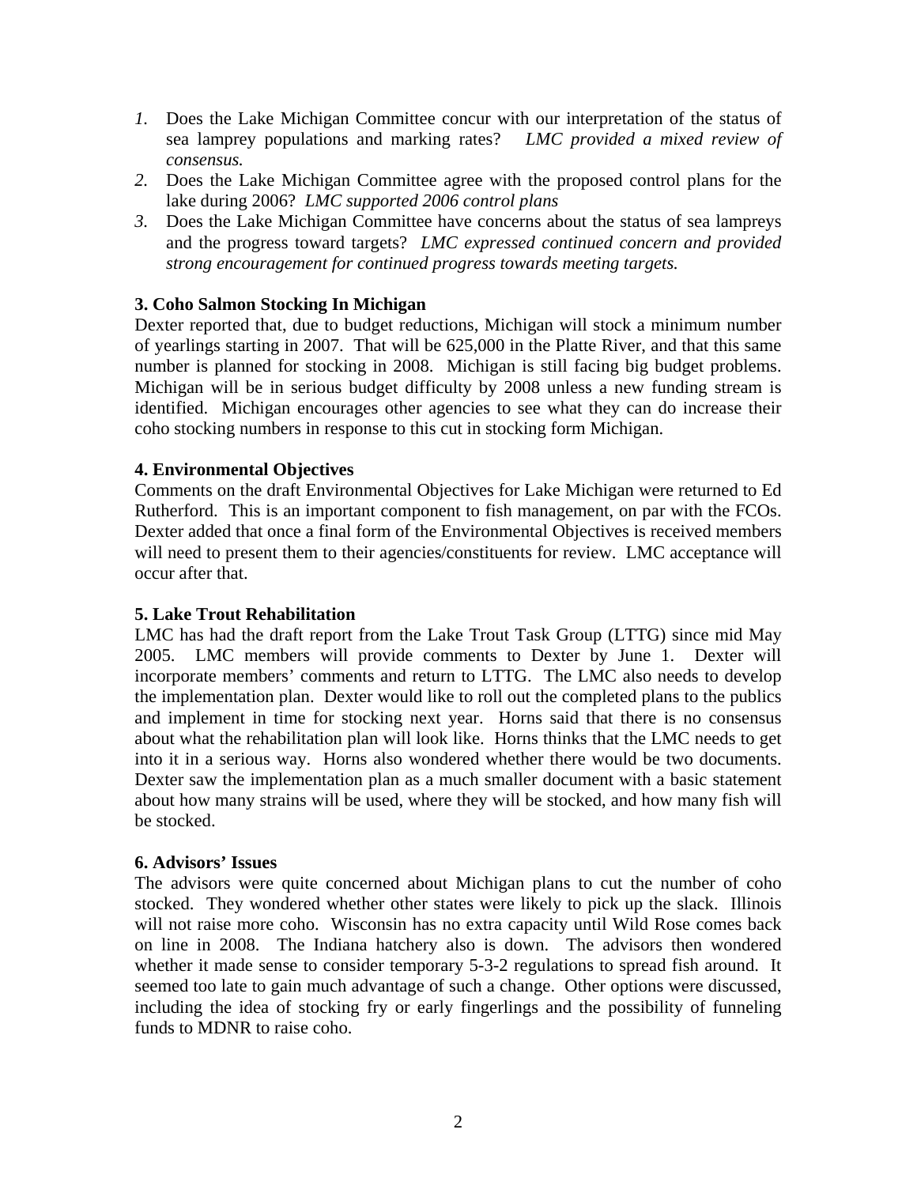1. Does the Lake Michigan Committee concur with our interpretation of the status of sea lamprey populations and marking rates? *LMC provided a mixed review of consensus.*
2. Does the Lake Michigan Committee agree with the proposed control plans for the lake during 2006? *LMC supported 2006 control plans*
3. Does the Lake Michigan Committee have concerns about the status of sea lampreys and the progress toward targets? *LMC expressed continued concern and provided strong encouragement for continued progress towards meeting targets.*

**3. Coho Salmon Stocking In Michigan**

Dexter reported that, due to budget reductions, Michigan will stock a minimum number of yearlings starting in 2007. That will be 625,000 in the Platte River, and that this same number is planned for stocking in 2008. Michigan is still facing big budget problems. Michigan will be in serious budget difficulty by 2008 unless a new funding stream is identified. Michigan encourages other agencies to see what they can do increase their coho stocking numbers in response to this cut in stocking form Michigan.

**4. Environmental Objectives**

Comments on the draft Environmental Objectives for Lake Michigan were returned to Ed Rutherford. This is an important component to fish management, on par with the FCOs. Dexter added that once a final form of the Environmental Objectives is received members will need to present them to their agencies/constituents for review. LMC acceptance will occur after that.

**5. Lake Trout Rehabilitation**

LMC has had the draft report from the Lake Trout Task Group (LTTG) since mid May 2005. LMC members will provide comments to Dexter by June 1. Dexter will incorporate members' comments and return to LTTG. The LMC also needs to develop the implementation plan. Dexter would like to roll out the completed plans to the publics and implement in time for stocking next year. Horns said that there is no consensus about what the rehabilitation plan will look like. Horns thinks that the LMC needs to get into it in a serious way. Horns also wondered whether there would be two documents. Dexter saw the implementation plan as a much smaller document with a basic statement about how many strains will be used, where they will be stocked, and how many fish will be stocked.

**6. Advisors' Issues**

The advisors were quite concerned about Michigan plans to cut the number of coho stocked. They wondered whether other states were likely to pick up the slack. Illinois will not raise more coho. Wisconsin has no extra capacity until Wild Rose comes back on line in 2008. The Indiana hatchery also is down. The advisors then wondered whether it made sense to consider temporary 5-3-2 regulations to spread fish around. It seemed too late to gain much advantage of such a change. Other options were discussed, including the idea of stocking fry or early fingerlings and the possibility of funneling funds to MDNR to raise coho.